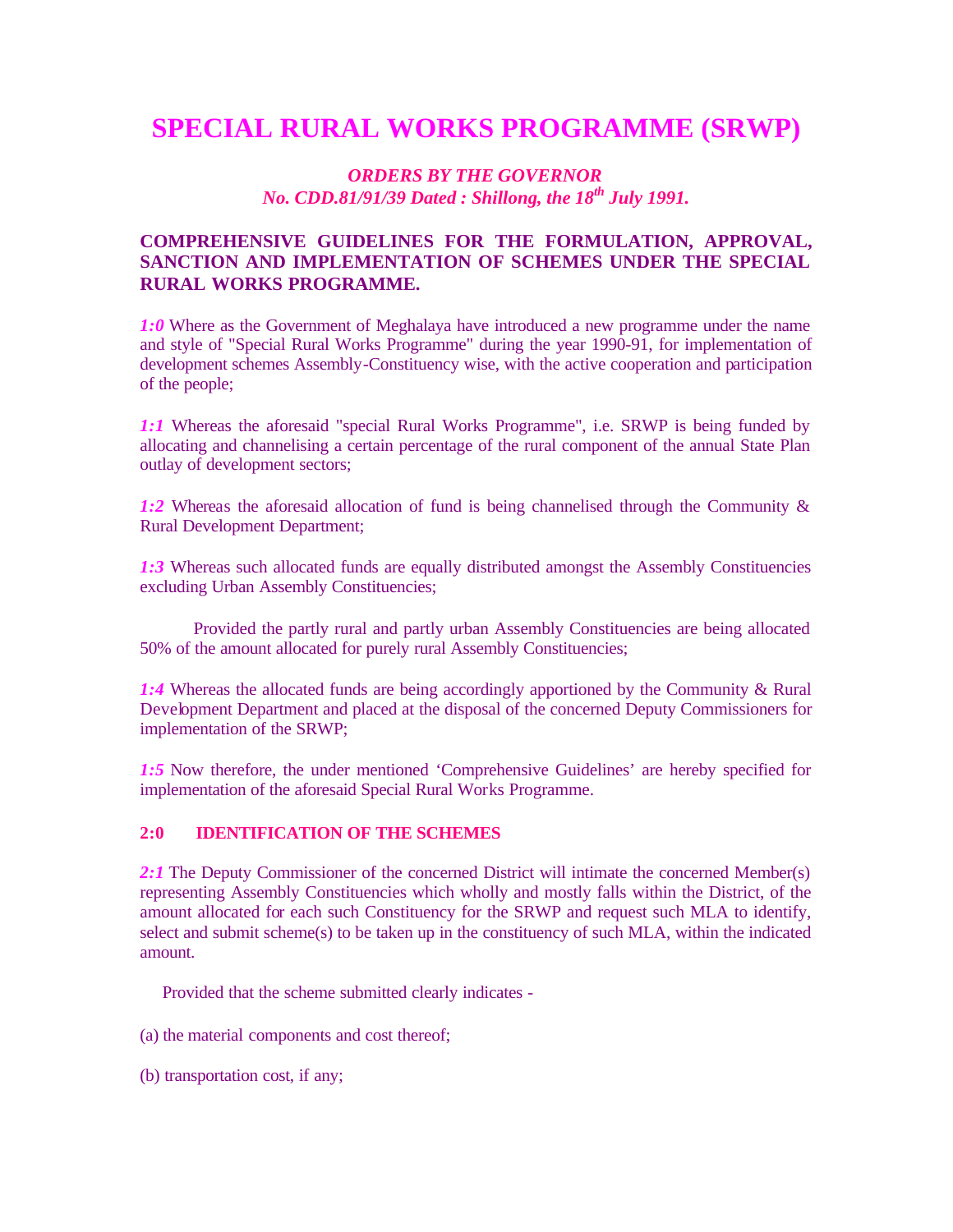# SPECIAL RURAL WORKS PROGRAMME (SRWP)

*ORDERS BY THE GOVERNOR*
*No. CDD.81/91/39 Dated : Shillong, the 18th July 1991.*

### COMPREHENSIVE GUIDELINES FOR THE FORMULATION, APPROVAL, SANCTION AND IMPLEMENTATION OF SCHEMES UNDER THE SPECIAL RURAL WORKS PROGRAMME.

*1:0* Where as the Government of Meghalaya have introduced a new programme under the name and style of "Special Rural Works Programme" during the year 1990-91, for implementation of development schemes Assembly-Constituency wise, with the active cooperation and participation of the people;

*1:1* Whereas the aforesaid "special Rural Works Programme", i.e. SRWP is being funded by allocating and channelising a certain percentage of the rural component of the annual State Plan outlay of development sectors;

*1:2* Whereas the aforesaid allocation of fund is being channelised through the Community & Rural Development Department;

*1:3* Whereas such allocated funds are equally distributed amongst the Assembly Constituencies excluding Urban Assembly Constituencies;

Provided the partly rural and partly urban Assembly Constituencies are being allocated 50% of the amount allocated for purely rural Assembly Constituencies;

*1:4* Whereas the allocated funds are being accordingly apportioned by the Community & Rural Development Department and placed at the disposal of the concerned Deputy Commissioners for implementation of the SRWP;

*1:5* Now therefore, the under mentioned 'Comprehensive Guidelines' are hereby specified for implementation of the aforesaid Special Rural Works Programme.

## 2:0 IDENTIFICATION OF THE SCHEMES

*2:1* The Deputy Commissioner of the concerned District will intimate the concerned Member(s) representing Assembly Constituencies which wholly and mostly falls within the District, of the amount allocated for each such Constituency for the SRWP and request such MLA to identify, select and submit scheme(s) to be taken up in the constituency of such MLA, within the indicated amount.

Provided that the scheme submitted clearly indicates -

(a) the material components and cost thereof;

(b) transportation cost, if any;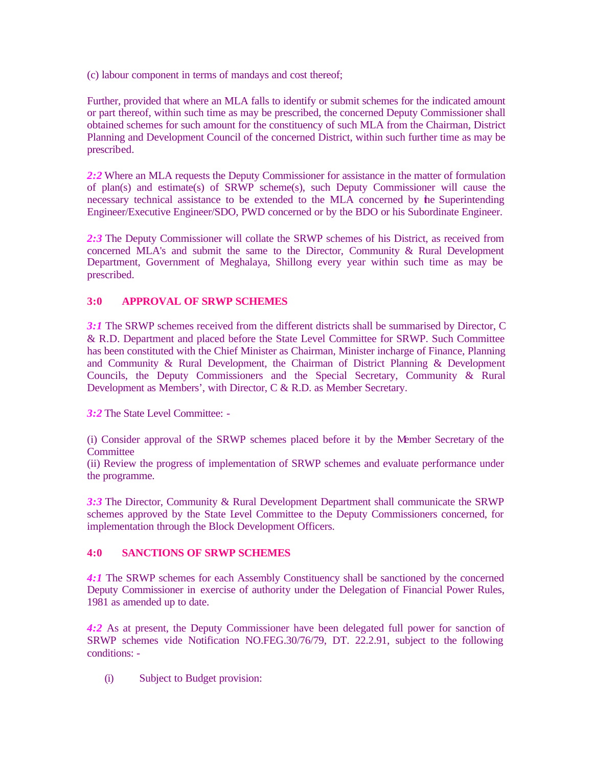(c) labour component in terms of mandays and cost thereof;

Further, provided that where an MLA falls to identify or submit schemes for the indicated amount or part thereof, within such time as may be prescribed, the concerned Deputy Commissioner shall obtained schemes for such amount for the constituency of such MLA from the Chairman, District Planning and Development Council of the concerned District, within such further time as may be prescribed.

***2:2*** Where an MLA requests the Deputy Commissioner for assistance in the matter of formulation of plan(s) and estimate(s) of SRWP scheme(s), such Deputy Commissioner will cause the necessary technical assistance to be extended to the MLA concerned by the Superintending Engineer/Executive Engineer/SDO, PWD concerned or by the BDO or his Subordinate Engineer.

***2:3*** The Deputy Commissioner will collate the SRWP schemes of his District, as received from concerned MLA's and submit the same to the Director, Community & Rural Development Department, Government of Meghalaya, Shillong every year within such time as may be prescribed.

## 3:0 APPROVAL OF SRWP SCHEMES

***3:1*** The SRWP schemes received from the different districts shall be summarised by Director, C & R.D. Department and placed before the State Level Committee for SRWP. Such Committee has been constituted with the Chief Minister as Chairman, Minister incharge of Finance, Planning and Community & Rural Development, the Chairman of District Planning & Development Councils, the Deputy Commissioners and the Special Secretary, Community & Rural Development as Members', with Director, C & R.D. as Member Secretary.

***3:2*** The State Level Committee: -

(i) Consider approval of the SRWP schemes placed before it by the Member Secretary of the Committee
(ii) Review the progress of implementation of SRWP schemes and evaluate performance under the programme.

***3:3*** The Director, Community & Rural Development Department shall communicate the SRWP schemes approved by the State Level Committee to the Deputy Commissioners concerned, for implementation through the Block Development Officers.

## 4:0 SANCTIONS OF SRWP SCHEMES

***4:1*** The SRWP schemes for each Assembly Constituency shall be sanctioned by the concerned Deputy Commissioner in exercise of authority under the Delegation of Financial Power Rules, 1981 as amended up to date.

***4:2*** As at present, the Deputy Commissioner have been delegated full power for sanction of SRWP schemes vide Notification NO.FEG.30/76/79, DT. 22.2.91, subject to the following conditions: -

(i) Subject to Budget provision: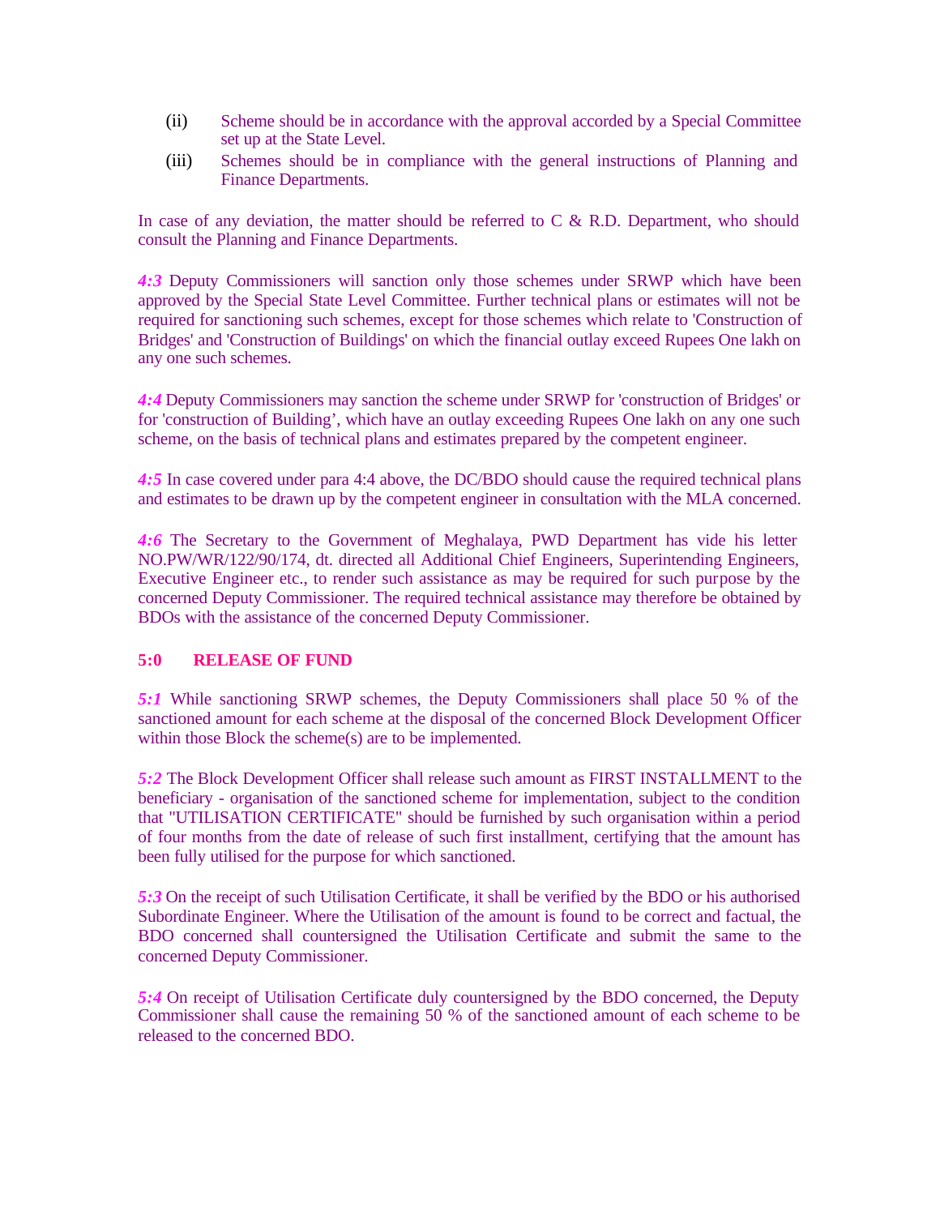(ii) Scheme should be in accordance with the approval accorded by a Special Committee set up at the State Level.

(iii) Schemes should be in compliance with the general instructions of Planning and Finance Departments.

In case of any deviation, the matter should be referred to C & R.D. Department, who should consult the Planning and Finance Departments.

***4:3*** Deputy Commissioners will sanction only those schemes under SRWP which have been approved by the Special State Level Committee. Further technical plans or estimates will not be required for sanctioning such schemes, except for those schemes which relate to 'Construction of Bridges' and 'Construction of Buildings' on which the financial outlay exceed Rupees One lakh on any one such schemes.

***4:4*** Deputy Commissioners may sanction the scheme under SRWP for 'construction of Bridges' or for 'construction of Building', which have an outlay exceeding Rupees One lakh on any one such scheme, on the basis of technical plans and estimates prepared by the competent engineer.

***4:5*** In case covered under para 4:4 above, the DC/BDO should cause the required technical plans and estimates to be drawn up by the competent engineer in consultation with the MLA concerned.

***4:6*** The Secretary to the Government of Meghalaya, PWD Department has vide his letter NO.PW/WR/122/90/174, dt. directed all Additional Chief Engineers, Superintending Engineers, Executive Engineer etc., to render such assistance as may be required for such purpose by the concerned Deputy Commissioner. The required technical assistance may therefore be obtained by BDOs with the assistance of the concerned Deputy Commissioner.

## 5:0 RELEASE OF FUND

***5:1*** While sanctioning SRWP schemes, the Deputy Commissioners shall place 50 % of the sanctioned amount for each scheme at the disposal of the concerned Block Development Officer within those Block the scheme(s) are to be implemented.

***5:2*** The Block Development Officer shall release such amount as FIRST INSTALLMENT to the beneficiary - organisation of the sanctioned scheme for implementation, subject to the condition that "UTILISATION CERTIFICATE" should be furnished by such organisation within a period of four months from the date of release of such first installment, certifying that the amount has been fully utilised for the purpose for which sanctioned.

***5:3*** On the receipt of such Utilisation Certificate, it shall be verified by the BDO or his authorised Subordinate Engineer. Where the Utilisation of the amount is found to be correct and factual, the BDO concerned shall countersigned the Utilisation Certificate and submit the same to the concerned Deputy Commissioner.

***5:4*** On receipt of Utilisation Certificate duly countersigned by the BDO concerned, the Deputy Commissioner shall cause the remaining 50 % of the sanctioned amount of each scheme to be released to the concerned BDO.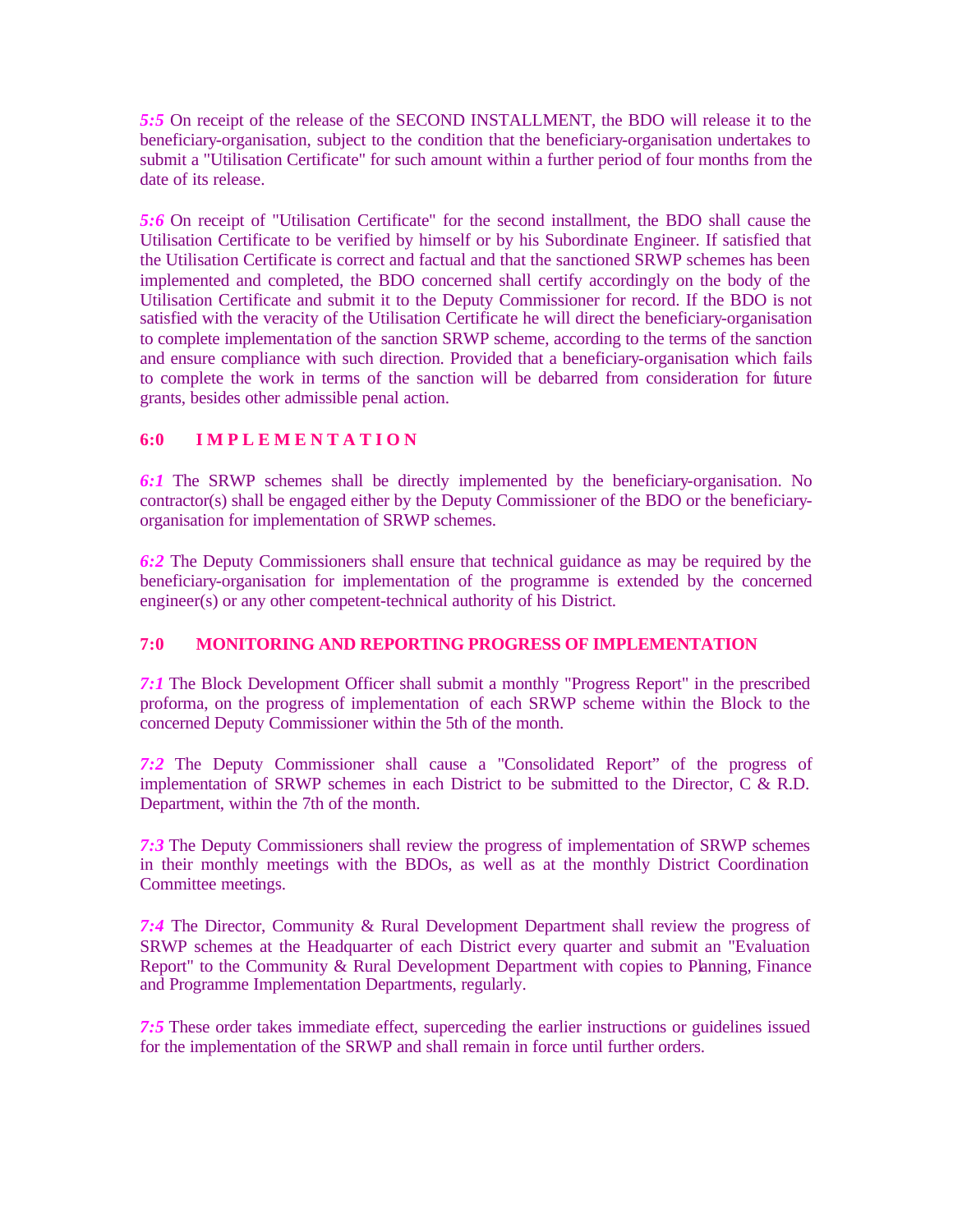***5:5*** On receipt of the release of the SECOND INSTALLMENT, the BDO will release it to the beneficiary-organisation, subject to the condition that the beneficiary-organisation undertakes to submit a "Utilisation Certificate" for such amount within a further period of four months from the date of its release.

***5:6*** On receipt of "Utilisation Certificate" for the second installment, the BDO shall cause the Utilisation Certificate to be verified by himself or by his Subordinate Engineer. If satisfied that the Utilisation Certificate is correct and factual and that the sanctioned SRWP schemes has been implemented and completed, the BDO concerned shall certify accordingly on the body of the Utilisation Certificate and submit it to the Deputy Commissioner for record. If the BDO is not satisfied with the veracity of the Utilisation Certificate he will direct the beneficiary-organisation to complete implementation of the sanction SRWP scheme, according to the terms of the sanction and ensure compliance with such direction. Provided that a beneficiary-organisation which fails to complete the work in terms of the sanction will be debarred from consideration for future grants, besides other admissible penal action.

## 6:0 I M P L E M E N T A T I O N

***6:1*** The SRWP schemes shall be directly implemented by the beneficiary-organisation. No contractor(s) shall be engaged either by the Deputy Commissioner of the BDO or the beneficiary-organisation for implementation of SRWP schemes.

***6:2*** The Deputy Commissioners shall ensure that technical guidance as may be required by the beneficiary-organisation for implementation of the programme is extended by the concerned engineer(s) or any other competent-technical authority of his District.

## 7:0 MONITORING AND REPORTING PROGRESS OF IMPLEMENTATION

***7:1*** The Block Development Officer shall submit a monthly "Progress Report" in the prescribed proforma, on the progress of implementation of each SRWP scheme within the Block to the concerned Deputy Commissioner within the 5th of the month.

***7:2*** The Deputy Commissioner shall cause a "Consolidated Report" of the progress of implementation of SRWP schemes in each District to be submitted to the Director, C & R.D. Department, within the 7th of the month.

***7:3*** The Deputy Commissioners shall review the progress of implementation of SRWP schemes in their monthly meetings with the BDOs, as well as at the monthly District Coordination Committee meetings.

***7:4*** The Director, Community & Rural Development Department shall review the progress of SRWP schemes at the Headquarter of each District every quarter and submit an "Evaluation Report" to the Community & Rural Development Department with copies to Planning, Finance and Programme Implementation Departments, regularly.

***7:5*** These order takes immediate effect, superceding the earlier instructions or guidelines issued for the implementation of the SRWP and shall remain in force until further orders.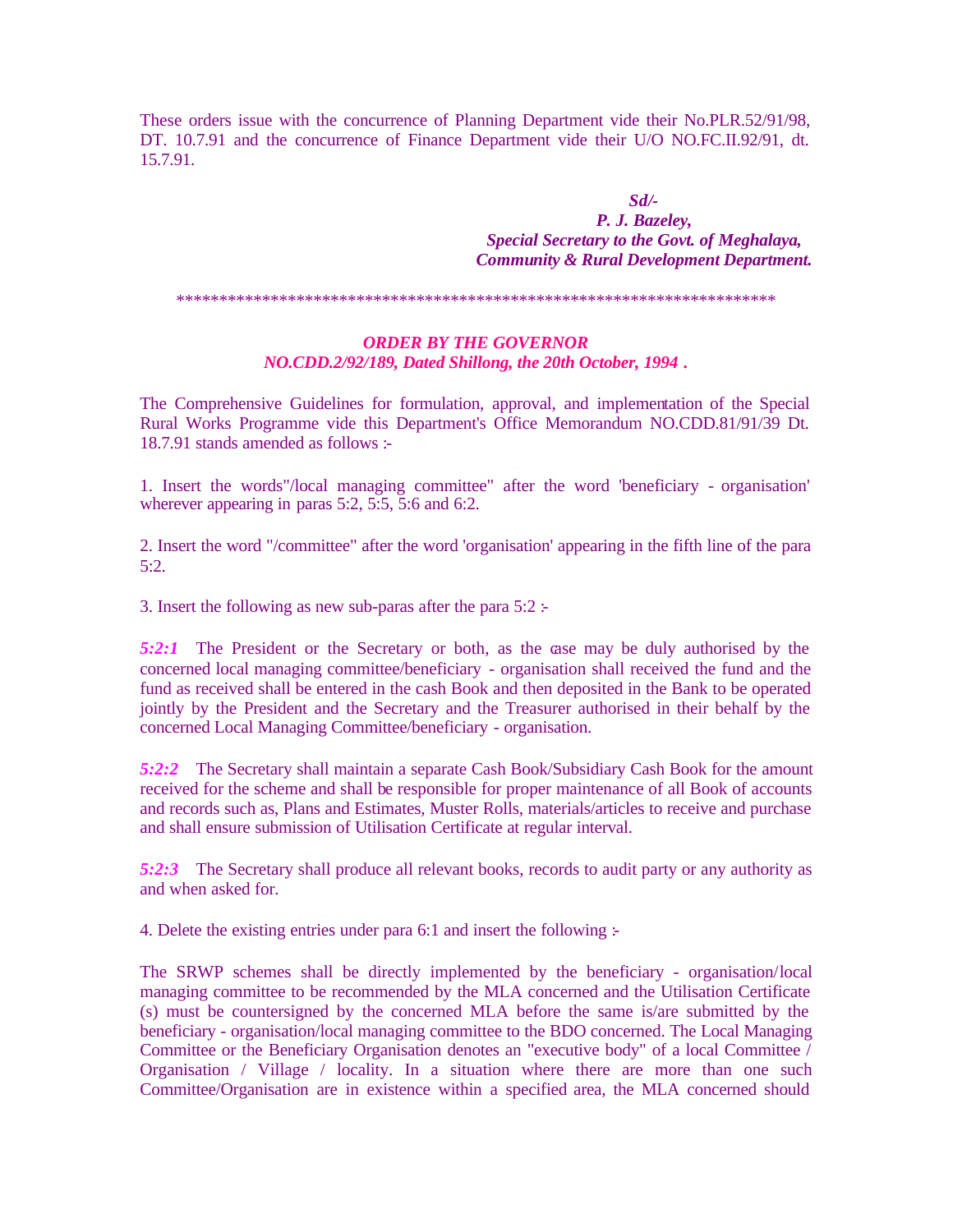These orders issue with the concurrence of Planning Department vide their No.PLR.52/91/98, DT. 10.7.91 and the concurrence of Finance Department vide their U/O NO.FC.II.92/91, dt. 15.7.91.

*Sd/-*
***P. J. Bazeley,***
***Special Secretary to the Govt. of Meghalaya,***
***Community & Rural Development Department.***

**********************************************************************

***ORDER BY THE GOVERNOR***
***NO.CDD.2/92/189, Dated Shillong, the 20th October, 1994 .***

The Comprehensive Guidelines for formulation, approval, and implementation of the Special Rural Works Programme vide this Department's Office Memorandum NO.CDD.81/91/39 Dt. 18.7.91 stands amended as follows :-

1. Insert the words"/local managing committee" after the word 'beneficiary - organisation' wherever appearing in paras 5:2, 5:5, 5:6 and 6:2.

2. Insert the word "/committee" after the word 'organisation' appearing in the fifth line of the para 5:2.

3. Insert the following as new sub-paras after the para 5:2 :-

***5:2:1*** The President or the Secretary or both, as the case may be duly authorised by the concerned local managing committee/beneficiary - organisation shall received the fund and the fund as received shall be entered in the cash Book and then deposited in the Bank to be operated jointly by the President and the Secretary and the Treasurer authorised in their behalf by the concerned Local Managing Committee/beneficiary - organisation.

***5:2:2*** The Secretary shall maintain a separate Cash Book/Subsidiary Cash Book for the amount received for the scheme and shall be responsible for proper maintenance of all Book of accounts and records such as, Plans and Estimates, Muster Rolls, materials/articles to receive and purchase and shall ensure submission of Utilisation Certificate at regular interval.

***5:2:3*** The Secretary shall produce all relevant books, records to audit party or any authority as and when asked for.

4. Delete the existing entries under para 6:1 and insert the following :-

The SRWP schemes shall be directly implemented by the beneficiary - organisation/local managing committee to be recommended by the MLA concerned and the Utilisation Certificate (s) must be countersigned by the concerned MLA before the same is/are submitted by the beneficiary - organisation/local managing committee to the BDO concerned. The Local Managing Committee or the Beneficiary Organisation denotes an "executive body" of a local Committee / Organisation / Village / locality. In a situation where there are more than one such Committee/Organisation are in existence within a specified area, the MLA concerned should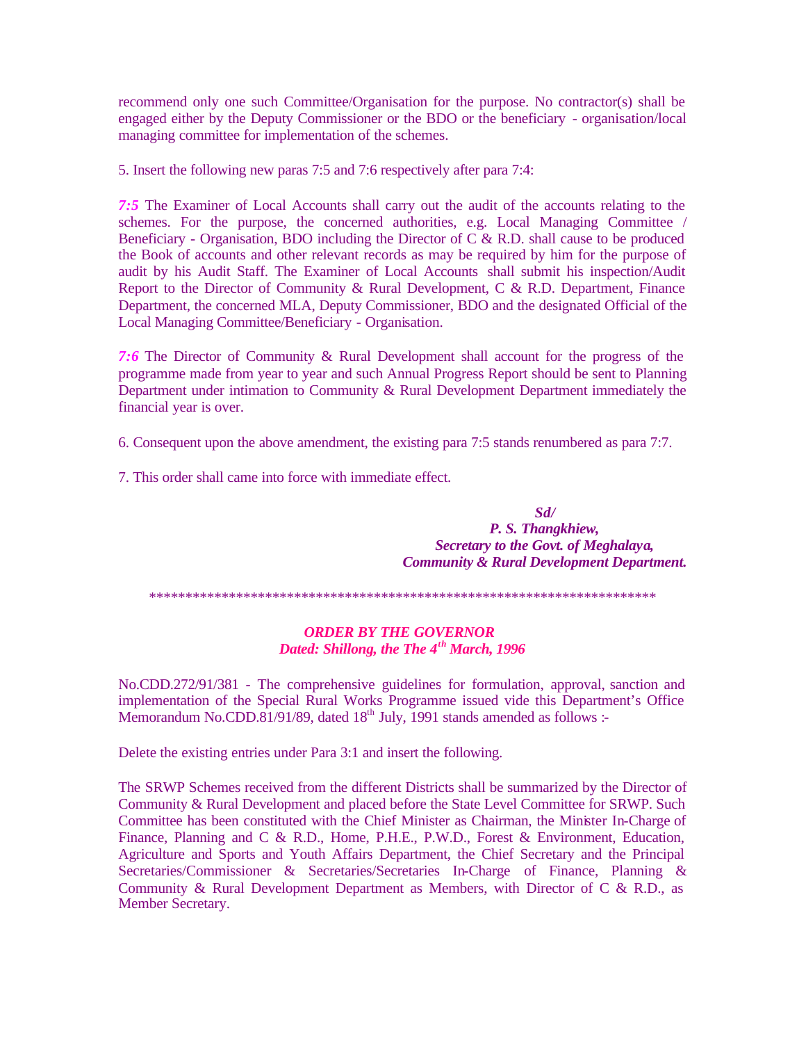recommend only one such Committee/Organisation for the purpose. No contractor(s) shall be engaged either by the Deputy Commissioner or the BDO or the beneficiary - organisation/local managing committee for implementation of the schemes.

5. Insert the following new paras 7:5 and 7:6 respectively after para 7:4:

***7:5*** The Examiner of Local Accounts shall carry out the audit of the accounts relating to the schemes. For the purpose, the concerned authorities, e.g. Local Managing Committee / Beneficiary - Organisation, BDO including the Director of C & R.D. shall cause to be produced the Book of accounts and other relevant records as may be required by him for the purpose of audit by his Audit Staff. The Examiner of Local Accounts shall submit his inspection/Audit Report to the Director of Community & Rural Development, C & R.D. Department, Finance Department, the concerned MLA, Deputy Commissioner, BDO and the designated Official of the Local Managing Committee/Beneficiary - Organisation.

***7:6*** The Director of Community & Rural Development shall account for the progress of the programme made from year to year and such Annual Progress Report should be sent to Planning Department under intimation to Community & Rural Development Department immediately the financial year is over.

6. Consequent upon the above amendment, the existing para 7:5 stands renumbered as para 7:7.

7. This order shall came into force with immediate effect.

***Sd/***
***P. S. Thangkhiew,***
***Secretary to the Govt. of Meghalaya,***
***Community & Rural Development Department.***

*********************************************************************

***ORDER BY THE GOVERNOR***
***Dated: Shillong, the The 4th March, 1996***

No.CDD.272/91/381 - The comprehensive guidelines for formulation, approval, sanction and implementation of the Special Rural Works Programme issued vide this Department's Office Memorandum No.CDD.81/91/89, dated 18th July, 1991 stands amended as follows :-

Delete the existing entries under Para 3:1 and insert the following.

The SRWP Schemes received from the different Districts shall be summarized by the Director of Community & Rural Development and placed before the State Level Committee for SRWP. Such Committee has been constituted with the Chief Minister as Chairman, the Minister In-Charge of Finance, Planning and C & R.D., Home, P.H.E., P.W.D., Forest & Environment, Education, Agriculture and Sports and Youth Affairs Department, the Chief Secretary and the Principal Secretaries/Commissioner & Secretaries/Secretaries In-Charge of Finance, Planning & Community & Rural Development Department as Members, with Director of C & R.D., as Member Secretary.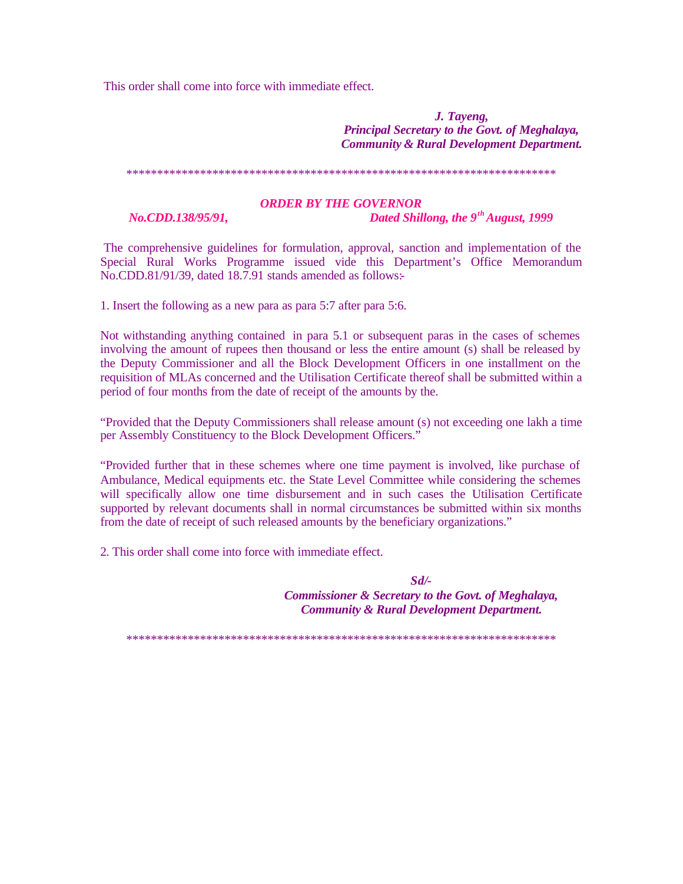This order shall come into force with immediate effect.

***J. Tayeng,***
***Principal Secretary to the Govt. of Meghalaya,***
***Community & Rural Development Department.***

***********************************************************************

***ORDER BY THE GOVERNOR***

***No.CDD.138/95/91,*** ***Dated Shillong, the 9th August, 1999***

The comprehensive guidelines for formulation, approval, sanction and implementation of the Special Rural Works Programme issued vide this Department's Office Memorandum No.CDD.81/91/39, dated 18.7.91 stands amended as follows:-

1. Insert the following as a new para as para 5:7 after para 5:6.

Not withstanding anything contained in para 5.1 or subsequent paras in the cases of schemes involving the amount of rupees then thousand or less the entire amount (s) shall be released by the Deputy Commissioner and all the Block Development Officers in one installment on the requisition of MLAs concerned and the Utilisation Certificate thereof shall be submitted within a period of four months from the date of receipt of the amounts by the.

"Provided that the Deputy Commissioners shall release amount (s) not exceeding one lakh a time per Assembly Constituency to the Block Development Officers."

"Provided further that in these schemes where one time payment is involved, like purchase of Ambulance, Medical equipments etc. the State Level Committee while considering the schemes will specifically allow one time disbursement and in such cases the Utilisation Certificate supported by relevant documents shall in normal circumstances be submitted within six months from the date of receipt of such released amounts by the beneficiary organizations."

2. This order shall come into force with immediate effect.

***Sd/-***
***Commissioner & Secretary to the Govt. of Meghalaya,***
***Community & Rural Development Department.***

***********************************************************************